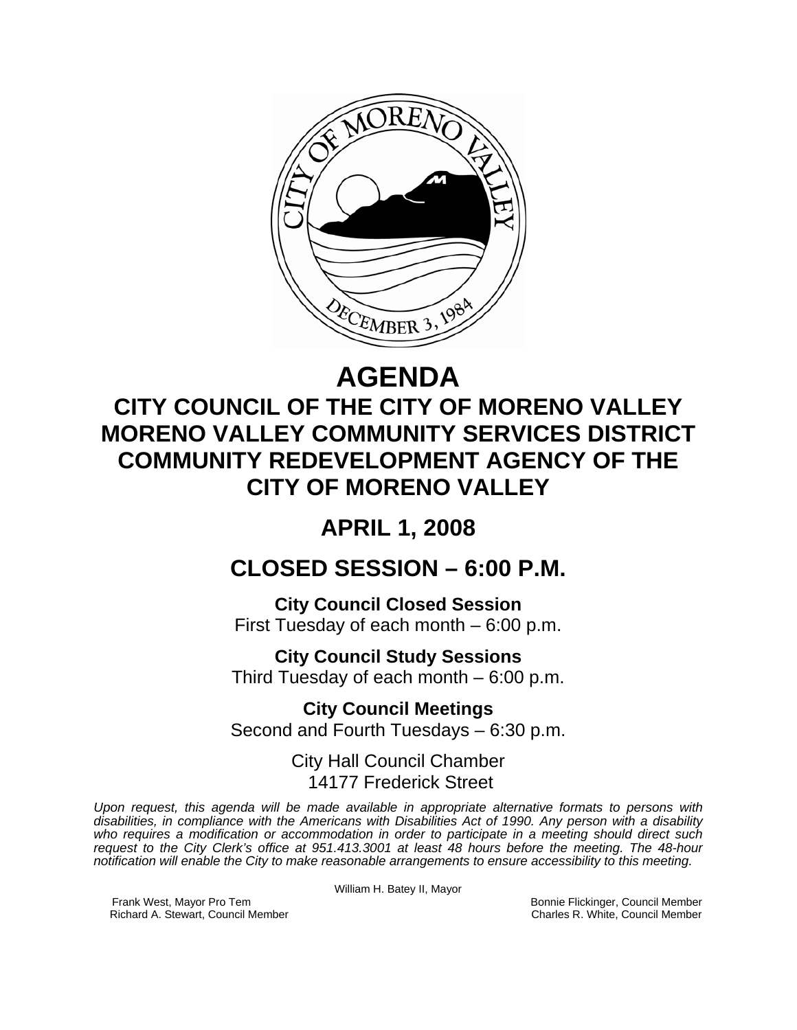# AGENDA

## CITY COUNCIL OF THE CITY OF MORENO VALLEY MORENO VALLEY COMMUNITY SERVICES DISTRICT COMMUNITY REDEVELOPMENT AGENCY OF THE CITY OF MORENO VALLEY

## APRIL 1, 2008

## CLOSED SESSION – 6:00 P.M.

**City Council Closed Session**
First Tuesday of each month – 6:00 p.m.

**City Council Study Sessions**
Third Tuesday of each month – 6:00 p.m.

**City Council Meetings**
Second and Fourth Tuesdays – 6:30 p.m.

City Hall Council Chamber
14177 Frederick Street

*Upon request, this agenda will be made available in appropriate alternative formats to persons with disabilities, in compliance with the Americans with Disabilities Act of 1990. Any person with a disability who requires a modification or accommodation in order to participate in a meeting should direct such request to the City Clerk's office at 951.413.3001 at least 48 hours before the meeting. The 48-hour notification will enable the City to make reasonable arrangements to ensure accessibility to this meeting.*

William H. Batey II, Mayor

Frank West, Mayor Pro Tem
Richard A. Stewart, Council Member
Bonnie Flickinger, Council Member
Charles R. White, Council Member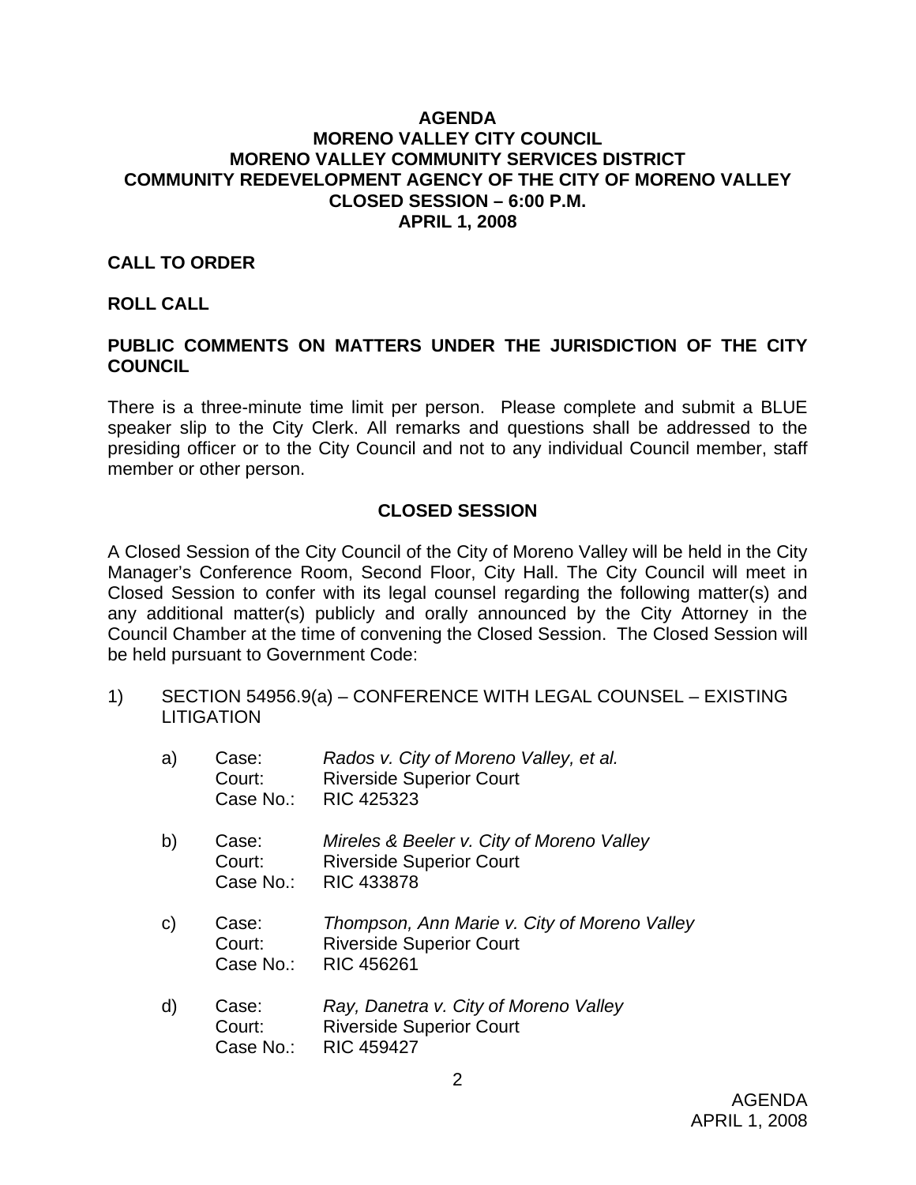**AGENDA**
**MORENO VALLEY CITY COUNCIL**
**MORENO VALLEY COMMUNITY SERVICES DISTRICT**
**COMMUNITY REDEVELOPMENT AGENCY OF THE CITY OF MORENO VALLEY**
**CLOSED SESSION – 6:00 P.M.**
**APRIL 1, 2008**

**CALL TO ORDER**

**ROLL CALL**

**PUBLIC COMMENTS ON MATTERS UNDER THE JURISDICTION OF THE CITY COUNCIL**

There is a three-minute time limit per person. Please complete and submit a BLUE speaker slip to the City Clerk. All remarks and questions shall be addressed to the presiding officer or to the City Council and not to any individual Council member, staff member or other person.

**CLOSED SESSION**

A Closed Session of the City Council of the City of Moreno Valley will be held in the City Manager's Conference Room, Second Floor, City Hall. The City Council will meet in Closed Session to confer with its legal counsel regarding the following matter(s) and any additional matter(s) publicly and orally announced by the City Attorney in the Council Chamber at the time of convening the Closed Session. The Closed Session will be held pursuant to Government Code:

1) SECTION 54956.9(a) – CONFERENCE WITH LEGAL COUNSEL – EXISTING LITIGATION

a) Case: *Rados v. City of Moreno Valley, et al.*
Court: Riverside Superior Court
Case No.: RIC 425323

b) Case: *Mireles & Beeler v. City of Moreno Valley*
Court: Riverside Superior Court
Case No.: RIC 433878

c) Case: *Thompson, Ann Marie v. City of Moreno Valley*
Court: Riverside Superior Court
Case No.: RIC 456261

d) Case: *Ray, Danetra v. City of Moreno Valley*
Court: Riverside Superior Court
Case No.: RIC 459427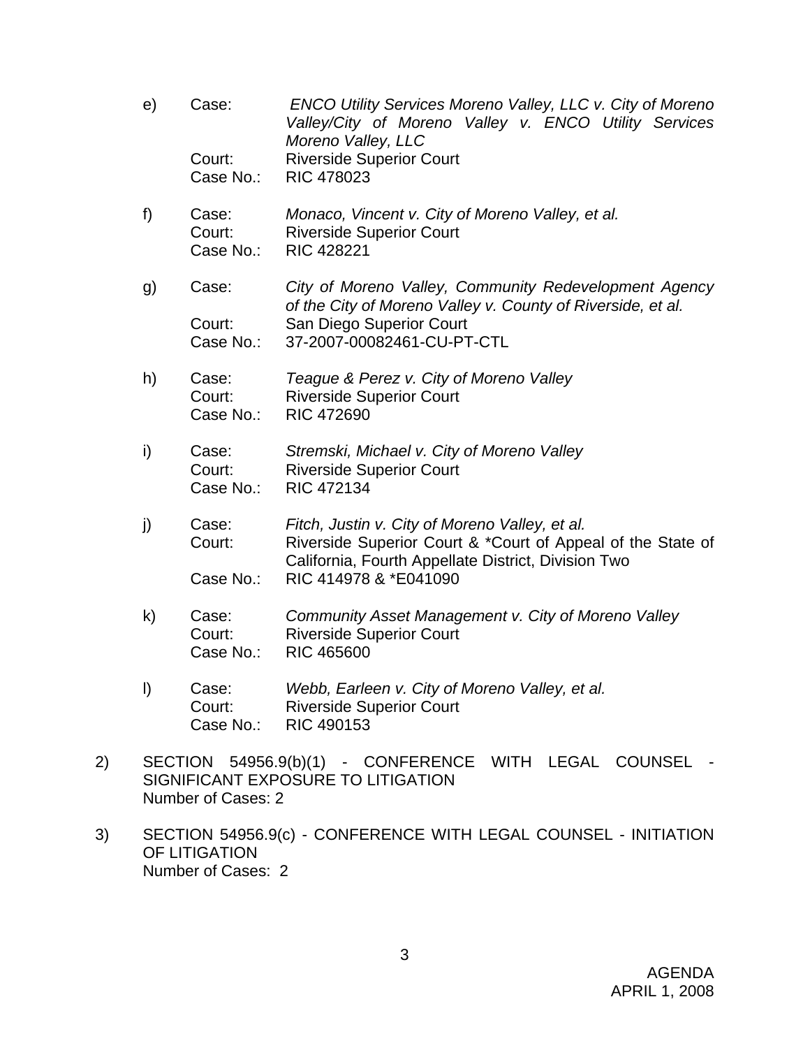e) Case: *ENCO Utility Services Moreno Valley, LLC v. City of Moreno Valley/City of Moreno Valley v. ENCO Utility Services Moreno Valley, LLC*
Court: Riverside Superior Court
Case No.: RIC 478023

f) Case: *Monaco, Vincent v. City of Moreno Valley, et al.*
Court: Riverside Superior Court
Case No.: RIC 428221

g) Case: *City of Moreno Valley, Community Redevelopment Agency of the City of Moreno Valley v. County of Riverside, et al.*
Court: San Diego Superior Court
Case No.: 37-2007-00082461-CU-PT-CTL

h) Case: *Teague & Perez v. City of Moreno Valley*
Court: Riverside Superior Court
Case No.: RIC 472690

i) Case: *Stremski, Michael v. City of Moreno Valley*
Court: Riverside Superior Court
Case No.: RIC 472134

j) Case: *Fitch, Justin v. City of Moreno Valley, et al.*
Court: Riverside Superior Court & *Court of Appeal of the State of California, Fourth Appellate District, Division Two
Case No.: RIC 414978 & *E041090

k) Case: *Community Asset Management v. City of Moreno Valley*
Court: Riverside Superior Court
Case No.: RIC 465600

l) Case: *Webb, Earleen v. City of Moreno Valley, et al.*
Court: Riverside Superior Court
Case No.: RIC 490153

2) SECTION 54956.9(b)(1) - CONFERENCE WITH LEGAL COUNSEL - SIGNIFICANT EXPOSURE TO LITIGATION
Number of Cases: 2

3) SECTION 54956.9(c) - CONFERENCE WITH LEGAL COUNSEL - INITIATION OF LITIGATION
Number of Cases: 2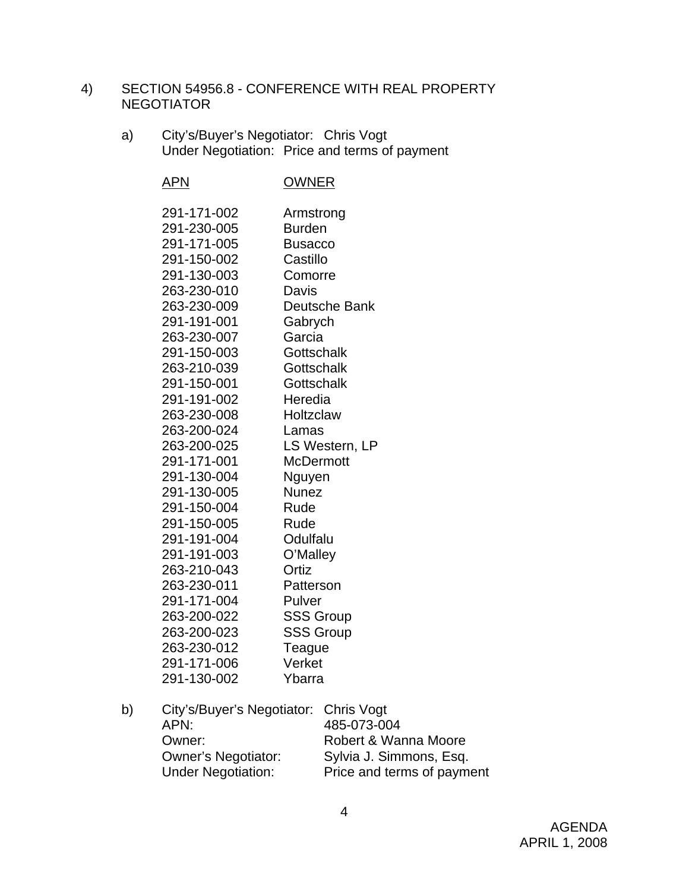4) SECTION 54956.8 - CONFERENCE WITH REAL PROPERTY NEGOTIATOR

a) City's/Buyer's Negotiator: Chris Vogt
Under Negotiation: Price and terms of payment

| APN | OWNER |
|---|---|
| 291-171-002 | Armstrong |
| 291-230-005 | Burden |
| 291-171-005 | Busacco |
| 291-150-002 | Castillo |
| 291-130-003 | Comorre |
| 263-230-010 | Davis |
| 263-230-009 | Deutsche Bank |
| 291-191-001 | Gabrych |
| 263-230-007 | Garcia |
| 291-150-003 | Gottschalk |
| 263-210-039 | Gottschalk |
| 291-150-001 | Gottschalk |
| 291-191-002 | Heredia |
| 263-230-008 | Holtzclaw |
| 263-200-024 | Lamas |
| 263-200-025 | LS Western, LP |
| 291-171-001 | McDermott |
| 291-130-004 | Nguyen |
| 291-130-005 | Nunez |
| 291-150-004 | Rude |
| 291-150-005 | Rude |
| 291-191-004 | Odulfalu |
| 291-191-003 | O'Malley |
| 263-210-043 | Ortiz |
| 263-230-011 | Patterson |
| 291-171-004 | Pulver |
| 263-200-022 | SSS Group |
| 263-200-023 | SSS Group |
| 263-230-012 | Teague |
| 291-171-006 | Verket |
| 291-130-002 | Ybarra |

b) City's/Buyer's Negotiator: Chris Vogt
APN: 485-073-004
Owner: Robert & Wanna Moore
Owner's Negotiator: Sylvia J. Simmons, Esq.
Under Negotiation: Price and terms of payment

AGENDA
APRIL 1, 2008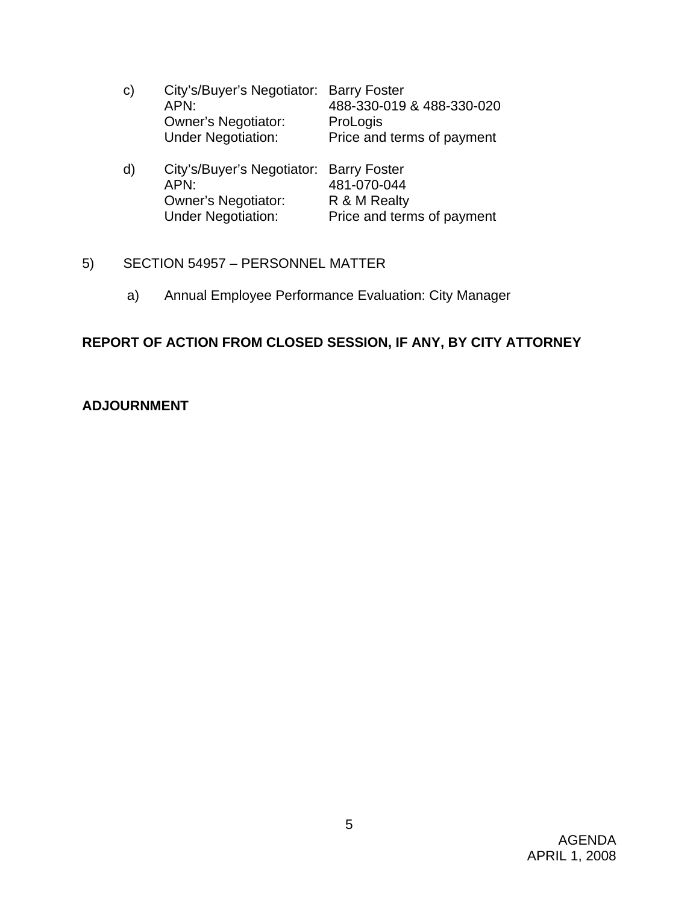c) City's/Buyer's Negotiator: Barry Foster
   APN: 488-330-019 & 488-330-020
   Owner's Negotiator: ProLogis
   Under Negotiation: Price and terms of payment

d) City's/Buyer's Negotiator: Barry Foster
   APN: 481-070-044
   Owner's Negotiator: R & M Realty
   Under Negotiation: Price and terms of payment

5) SECTION 54957 – PERSONNEL MATTER

   a) Annual Employee Performance Evaluation: City Manager

**REPORT OF ACTION FROM CLOSED SESSION, IF ANY, BY CITY ATTORNEY**

**ADJOURNMENT**